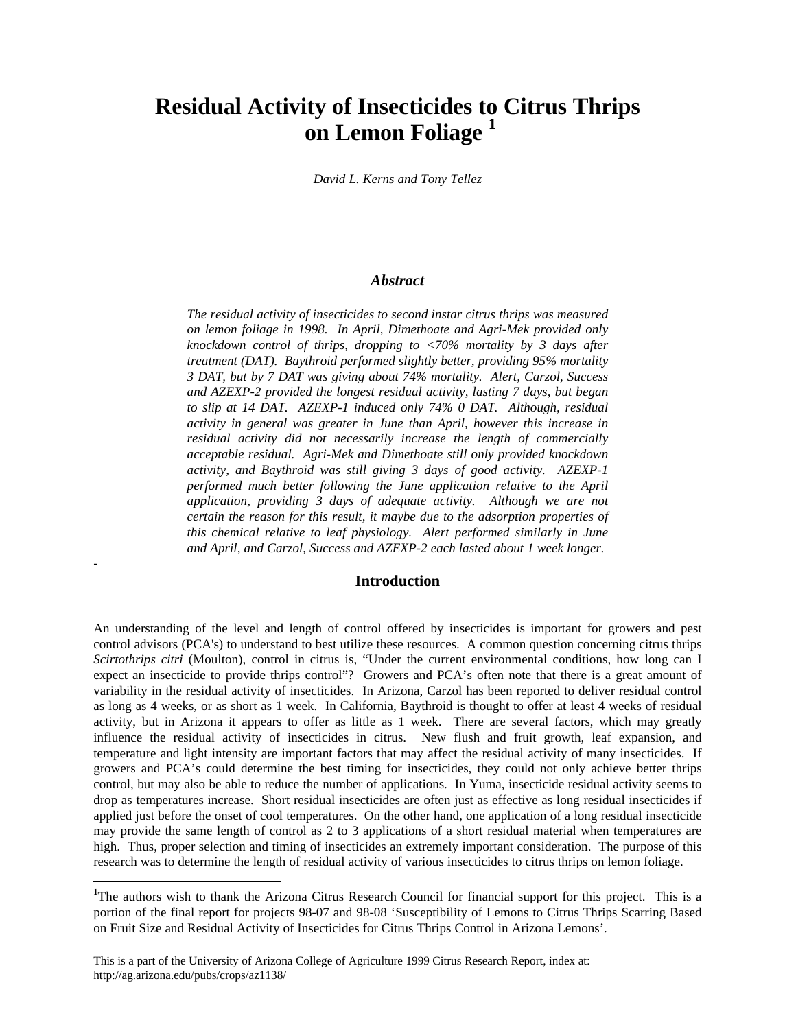# Residual Activity of Insecticides to Citrus Thrips on Lemon Foliage [1]

*David L. Kerns and Tony Tellez*

### *Abstract*

*The residual activity of insecticides to second instar citrus thrips was measured on lemon foliage in 1998. In April, Dimethoate and Agri-Mek provided only knockdown control of thrips, dropping to <70% mortality by 3 days after treatment (DAT). Baythroid performed slightly better, providing 95% mortality 3 DAT, but by 7 DAT was giving about 74% mortality. Alert, Carzol, Success and AZEXP-2 provided the longest residual activity, lasting 7 days, but began to slip at 14 DAT. AZEXP-1 induced only 74% 0 DAT. Although, residual activity in general was greater in June than April, however this increase in residual activity did not necessarily increase the length of commercially acceptable residual. Agri-Mek and Dimethoate still only provided knockdown activity, and Baythroid was still giving 3 days of good activity. AZEXP-1 performed much better following the June application relative to the April application, providing 3 days of adequate activity. Although we are not certain the reason for this result, it maybe due to the adsorption properties of this chemical relative to leaf physiology. Alert performed similarly in June and April, and Carzol, Success and AZEXP-2 each lasted about 1 week longer.*

## Introduction

An understanding of the level and length of control offered by insecticides is important for growers and pest control advisors (PCA's) to understand to best utilize these resources. A common question concerning citrus thrips *Scirtothrips citri* (Moulton), control in citrus is, "Under the current environmental conditions, how long can I expect an insecticide to provide thrips control"? Growers and PCA's often note that there is a great amount of variability in the residual activity of insecticides. In Arizona, Carzol has been reported to deliver residual control as long as 4 weeks, or as short as 1 week. In California, Baythroid is thought to offer at least 4 weeks of residual activity, but in Arizona it appears to offer as little as 1 week. There are several factors, which may greatly influence the residual activity of insecticides in citrus. New flush and fruit growth, leaf expansion, and temperature and light intensity are important factors that may affect the residual activity of many insecticides. If growers and PCA's could determine the best timing for insecticides, they could not only achieve better thrips control, but may also be able to reduce the number of applications. In Yuma, insecticide residual activity seems to drop as temperatures increase. Short residual insecticides are often just as effective as long residual insecticides if applied just before the onset of cool temperatures. On the other hand, one application of a long residual insecticide may provide the same length of control as 2 to 3 applications of a short residual material when temperatures are high. Thus, proper selection and timing of insecticides an extremely important consideration. The purpose of this research was to determine the length of residual activity of various insecticides to citrus thrips on lemon foliage.

---

[1] The authors wish to thank the Arizona Citrus Research Council for financial support for this project. This is a portion of the final report for projects 98-07 and 98-08 'Susceptibility of Lemons to Citrus Thrips Scarring Based on Fruit Size and Residual Activity of Insecticides for Citrus Thrips Control in Arizona Lemons'.

This is a part of the University of Arizona College of Agriculture 1999 Citrus Research Report, index at: http://ag.arizona.edu/pubs/crops/az1138/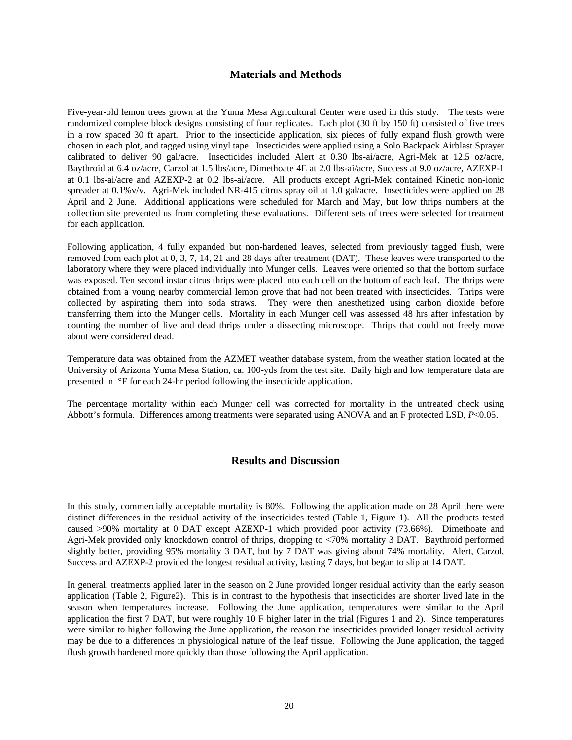## Materials and Methods

Five-year-old lemon trees grown at the Yuma Mesa Agricultural Center were used in this study. The tests were randomized complete block designs consisting of four replicates. Each plot (30 ft by 150 ft) consisted of five trees in a row spaced 30 ft apart. Prior to the insecticide application, six pieces of fully expand flush growth were chosen in each plot, and tagged using vinyl tape. Insecticides were applied using a Solo Backpack Airblast Sprayer calibrated to deliver 90 gal/acre. Insecticides included Alert at 0.30 lbs-ai/acre, Agri-Mek at 12.5 oz/acre, Baythroid at 6.4 oz/acre, Carzol at 1.5 lbs/acre, Dimethoate 4E at 2.0 lbs-ai/acre, Success at 9.0 oz/acre, AZEXP-1 at 0.1 lbs-ai/acre and AZEXP-2 at 0.2 lbs-ai/acre. All products except Agri-Mek contained Kinetic non-ionic spreader at 0.1%v/v. Agri-Mek included NR-415 citrus spray oil at 1.0 gal/acre. Insecticides were applied on 28 April and 2 June. Additional applications were scheduled for March and May, but low thrips numbers at the collection site prevented us from completing these evaluations. Different sets of trees were selected for treatment for each application.

Following application, 4 fully expanded but non-hardened leaves, selected from previously tagged flush, were removed from each plot at 0, 3, 7, 14, 21 and 28 days after treatment (DAT). These leaves were transported to the laboratory where they were placed individually into Munger cells. Leaves were oriented so that the bottom surface was exposed. Ten second instar citrus thrips were placed into each cell on the bottom of each leaf. The thrips were obtained from a young nearby commercial lemon grove that had not been treated with insecticides. Thrips were collected by aspirating them into soda straws. They were then anesthetized using carbon dioxide before transferring them into the Munger cells. Mortality in each Munger cell was assessed 48 hrs after infestation by counting the number of live and dead thrips under a dissecting microscope. Thrips that could not freely move about were considered dead.

Temperature data was obtained from the AZMET weather database system, from the weather station located at the University of Arizona Yuma Mesa Station, ca. 100-yds from the test site. Daily high and low temperature data are presented in °F for each 24-hr period following the insecticide application.

The percentage mortality within each Munger cell was corrected for mortality in the untreated check using Abbott's formula. Differences among treatments were separated using ANOVA and an F protected LSD, $P<0.05$.

## Results and Discussion

In this study, commercially acceptable mortality is 80%. Following the application made on 28 April there were distinct differences in the residual activity of the insecticides tested (Table 1, Figure 1). All the products tested caused >90% mortality at 0 DAT except AZEXP-1 which provided poor activity (73.66%). Dimethoate and Agri-Mek provided only knockdown control of thrips, dropping to <70% mortality 3 DAT. Baythroid performed slightly better, providing 95% mortality 3 DAT, but by 7 DAT was giving about 74% mortality. Alert, Carzol, Success and AZEXP-2 provided the longest residual activity, lasting 7 days, but began to slip at 14 DAT.

In general, treatments applied later in the season on 2 June provided longer residual activity than the early season application (Table 2, Figure2). This is in contrast to the hypothesis that insecticides are shorter lived late in the season when temperatures increase. Following the June application, temperatures were similar to the April application the first 7 DAT, but were roughly 10 F higher later in the trial (Figures 1 and 2). Since temperatures were similar to higher following the June application, the reason the insecticides provided longer residual activity may be due to a differences in physiological nature of the leaf tissue. Following the June application, the tagged flush growth hardened more quickly than those following the April application.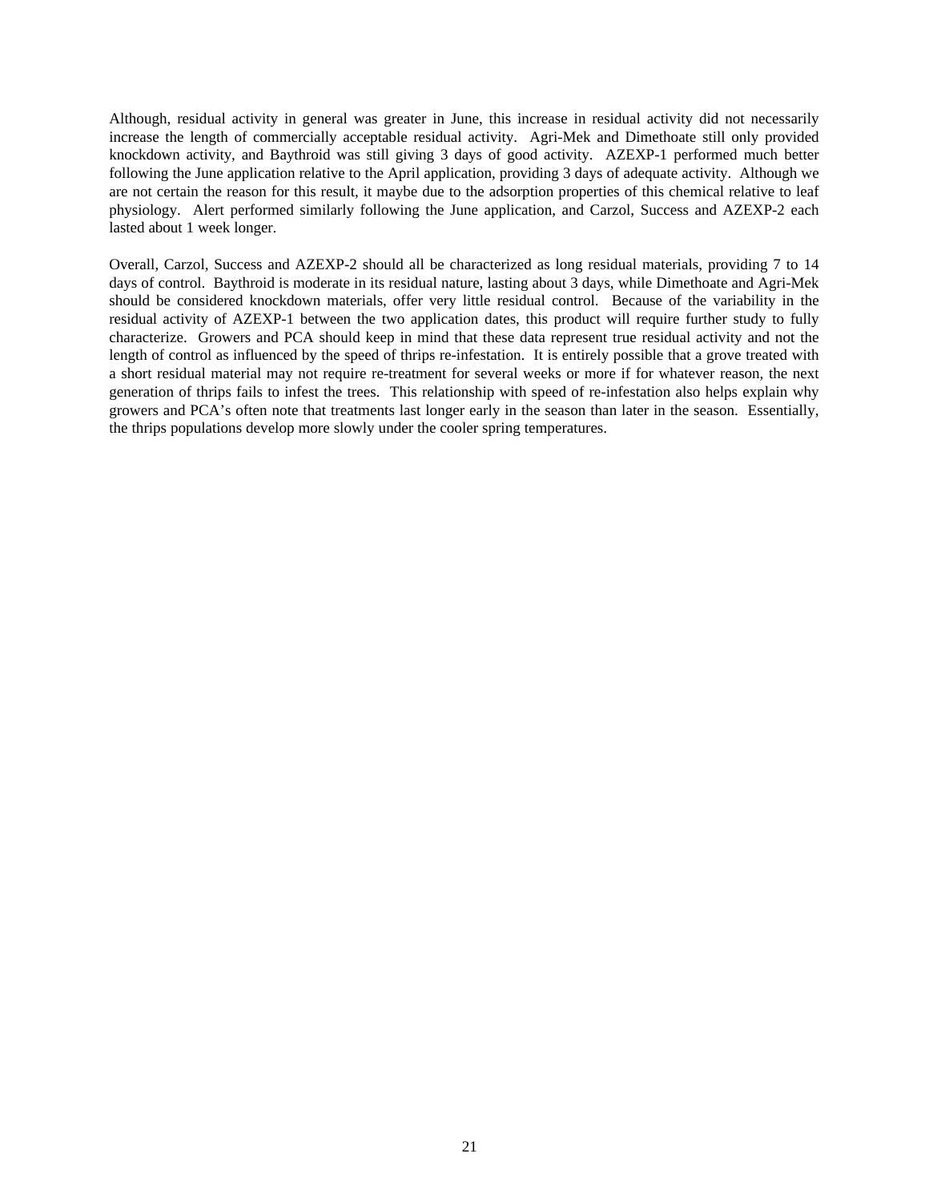Although, residual activity in general was greater in June, this increase in residual activity did not necessarily increase the length of commercially acceptable residual activity. Agri-Mek and Dimethoate still only provided knockdown activity, and Baythroid was still giving 3 days of good activity. AZEXP-1 performed much better following the June application relative to the April application, providing 3 days of adequate activity. Although we are not certain the reason for this result, it maybe due to the adsorption properties of this chemical relative to leaf physiology. Alert performed similarly following the June application, and Carzol, Success and AZEXP-2 each lasted about 1 week longer.

Overall, Carzol, Success and AZEXP-2 should all be characterized as long residual materials, providing 7 to 14 days of control. Baythroid is moderate in its residual nature, lasting about 3 days, while Dimethoate and Agri-Mek should be considered knockdown materials, offer very little residual control. Because of the variability in the residual activity of AZEXP-1 between the two application dates, this product will require further study to fully characterize. Growers and PCA should keep in mind that these data represent true residual activity and not the length of control as influenced by the speed of thrips re-infestation. It is entirely possible that a grove treated with a short residual material may not require re-treatment for several weeks or more if for whatever reason, the next generation of thrips fails to infest the trees. This relationship with speed of re-infestation also helps explain why growers and PCA's often note that treatments last longer early in the season than later in the season. Essentially, the thrips populations develop more slowly under the cooler spring temperatures.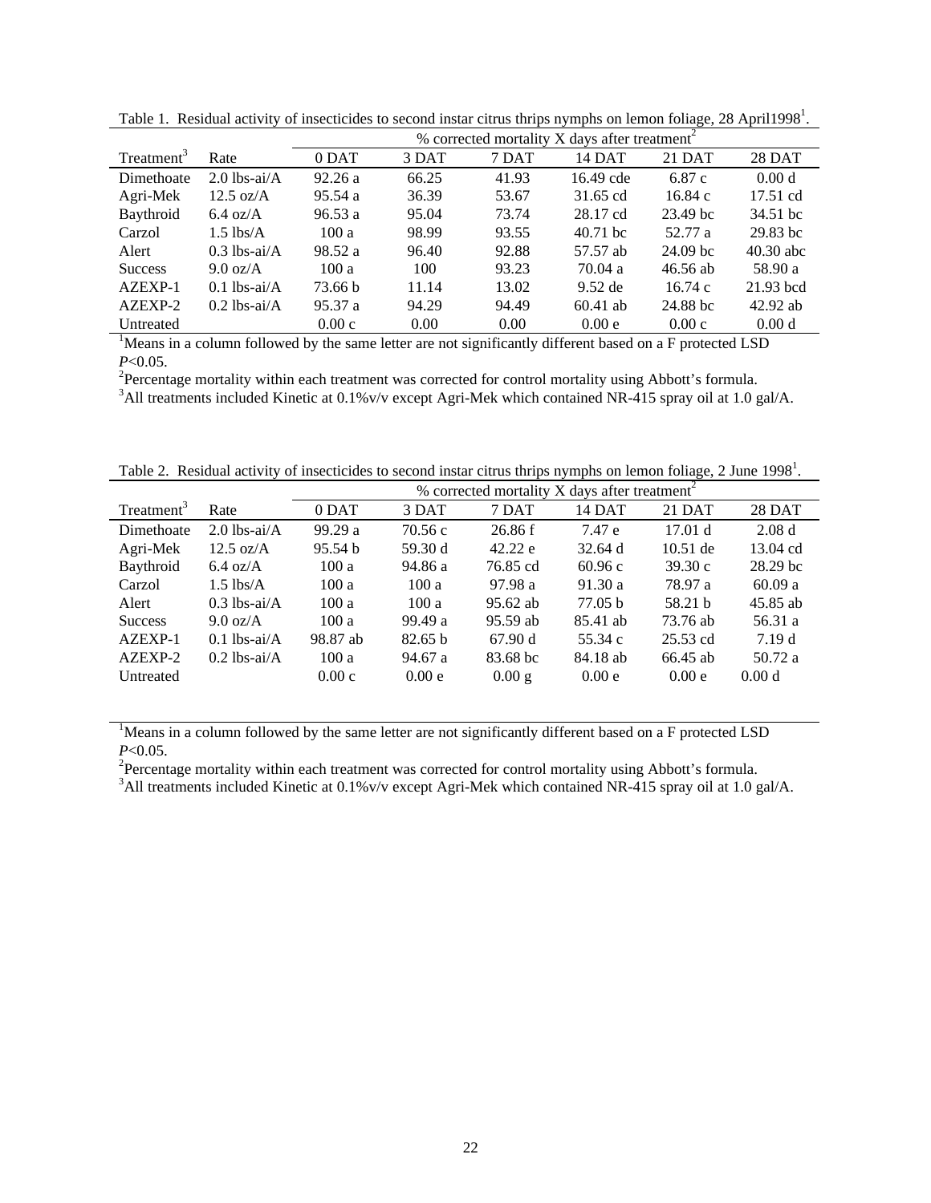Table 1. Residual activity of insecticides to second instar citrus thrips nymphs on lemon foliage, 28 April1998[1].

| Treatment[3] | Rate | % corrected mortality X days after treatment[2] | | | | | |
|---|---|---|---|---|---|---|---|
| | | 0 DAT | 3 DAT | 7 DAT | 14 DAT | 21 DAT | 28 DAT |
| Dimethoate | 2.0 lbs-ai/A | 92.26 a | 66.25 | 41.93 | 16.49 cde | 6.87 c | 0.00 d |
| Agri-Mek | 12.5 oz/A | 95.54 a | 36.39 | 53.67 | 31.65 cd | 16.84 c | 17.51 cd |
| Baythroid | 6.4 oz/A | 96.53 a | 95.04 | 73.74 | 28.17 cd | 23.49 bc | 34.51 bc |
| Carzol | 1.5 lbs/A | 100 a | 98.99 | 93.55 | 40.71 bc | 52.77 a | 29.83 bc |
| Alert | 0.3 lbs-ai/A | 98.52 a | 96.40 | 92.88 | 57.57 ab | 24.09 bc | 40.30 abc |
| Success | 9.0 oz/A | 100 a | 100 | 93.23 | 70.04 a | 46.56 ab | 58.90 a |
| AZEXP-1 | 0.1 lbs-ai/A | 73.66 b | 11.14 | 13.02 | 9.52 de | 16.74 c | 21.93 bcd |
| AZEXP-2 | 0.2 lbs-ai/A | 95.37 a | 94.29 | 94.49 | 60.41 ab | 24.88 bc | 42.92 ab |
| Untreated | | 0.00 c | 0.00 | 0.00 | 0.00 e | 0.00 c | 0.00 d |

[1]Means in a column followed by the same letter are not significantly different based on a F protected LSD *P*<0.05.
[2]Percentage mortality within each treatment was corrected for control mortality using Abbott's formula.
[3]All treatments included Kinetic at 0.1%v/v except Agri-Mek which contained NR-415 spray oil at 1.0 gal/A.

Table 2. Residual activity of insecticides to second instar citrus thrips nymphs on lemon foliage, 2 June 1998[1].

| Treatment[3] | Rate | % corrected mortality X days after treatment[2] | | | | | |
|---|---|---|---|---|---|---|---|
| | | 0 DAT | 3 DAT | 7 DAT | 14 DAT | 21 DAT | 28 DAT |
| Dimethoate | 2.0 lbs-ai/A | 99.29 a | 70.56 c | 26.86 f | 7.47 e | 17.01 d | 2.08 d |
| Agri-Mek | 12.5 oz/A | 95.54 b | 59.30 d | 42.22 e | 32.64 d | 10.51 de | 13.04 cd |
| Baythroid | 6.4 oz/A | 100 a | 94.86 a | 76.85 cd | 60.96 c | 39.30 c | 28.29 bc |
| Carzol | 1.5 lbs/A | 100 a | 100 a | 97.98 a | 91.30 a | 78.97 a | 60.09 a |
| Alert | 0.3 lbs-ai/A | 100 a | 100 a | 95.62 ab | 77.05 b | 58.21 b | 45.85 ab |
| Success | 9.0 oz/A | 100 a | 99.49 a | 95.59 ab | 85.41 ab | 73.76 ab | 56.31 a |
| AZEXP-1 | 0.1 lbs-ai/A | 98.87 ab | 82.65 b | 67.90 d | 55.34 c | 25.53 cd | 7.19 d |
| AZEXP-2 | 0.2 lbs-ai/A | 100 a | 94.67 a | 83.68 bc | 84.18 ab | 66.45 ab | 50.72 a |
| Untreated | | 0.00 c | 0.00 e | 0.00 g | 0.00 e | 0.00 e | 0.00 d |

[1]Means in a column followed by the same letter are not significantly different based on a F protected LSD *P*<0.05.
[2]Percentage mortality within each treatment was corrected for control mortality using Abbott's formula.
[3]All treatments included Kinetic at 0.1%v/v except Agri-Mek which contained NR-415 spray oil at 1.0 gal/A.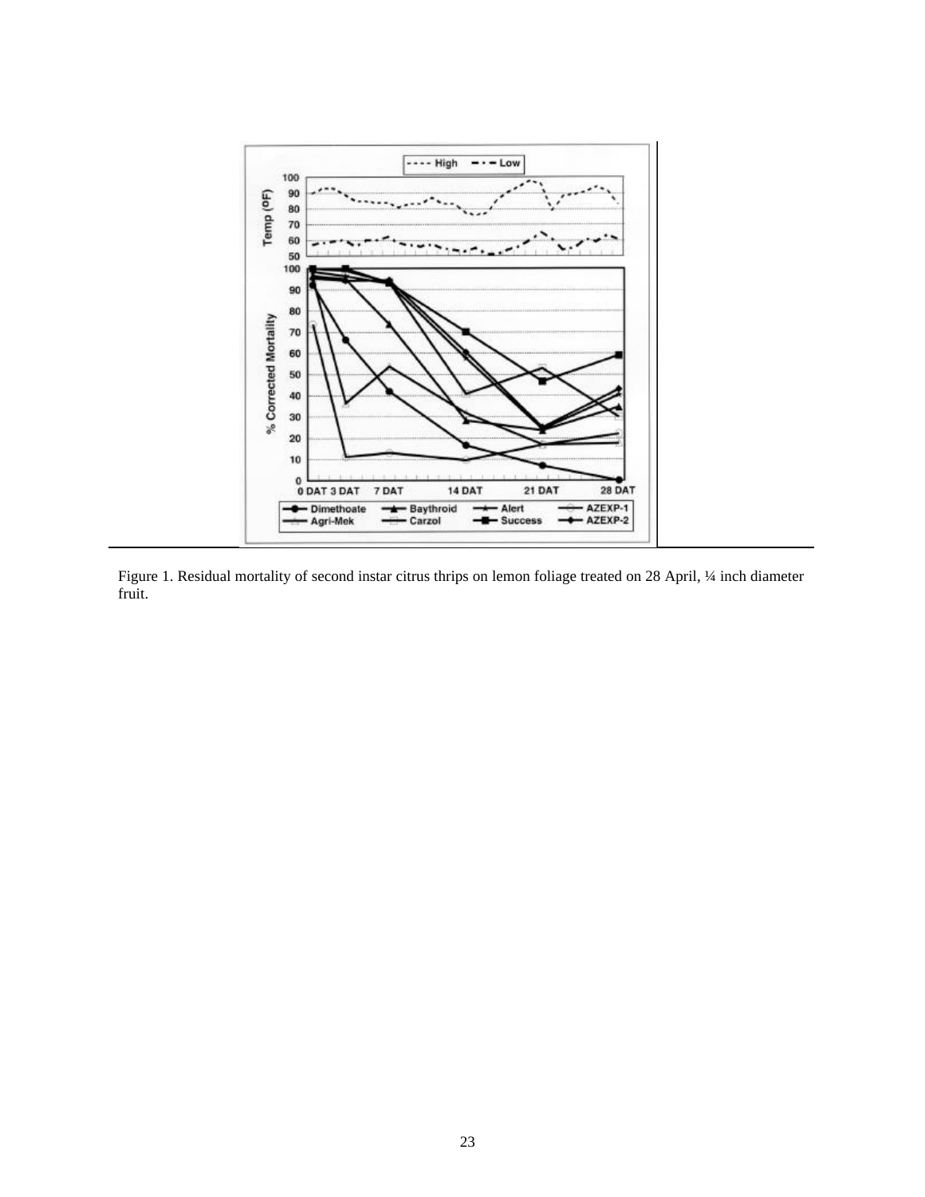Figure 1. Residual mortality of second instar citrus thrips on lemon foliage treated on 28 April, ¼ inch diameter fruit.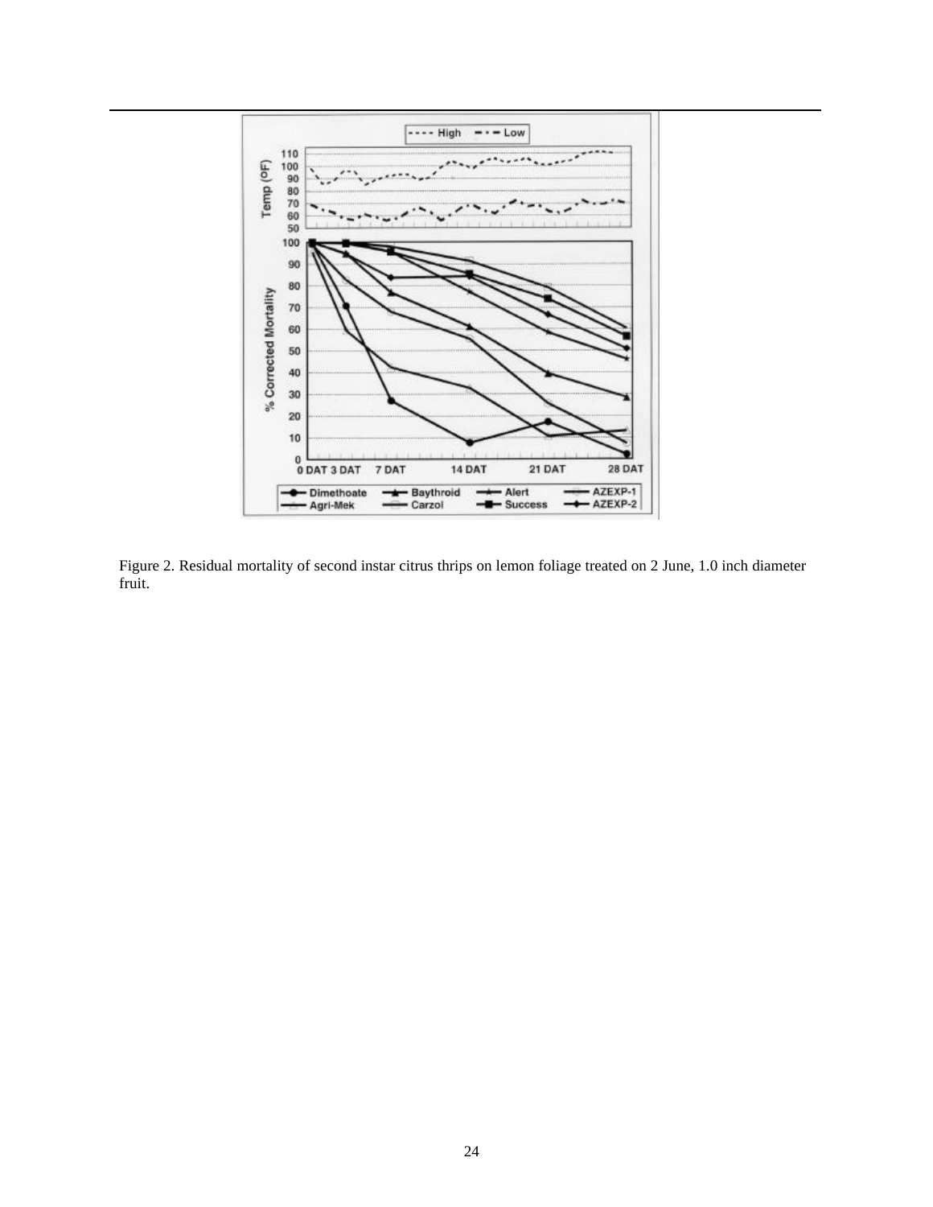High
Low

Temp (oF)

110
100
90
80
70
60
50

% Corrected Mortality

100
90
80
70
60
50
40
30
20
10
0

0 DAT 3 DAT 7 DAT 14 DAT 21 DAT 28 DAT

Dimethoate
Agri-Mek
Baythroid
Carzol
Alert
Success
AZEXP-1
AZEXP-2

Figure 2. Residual mortality of second instar citrus thrips on lemon foliage treated on 2 June, 1.0 inch diameter fruit.